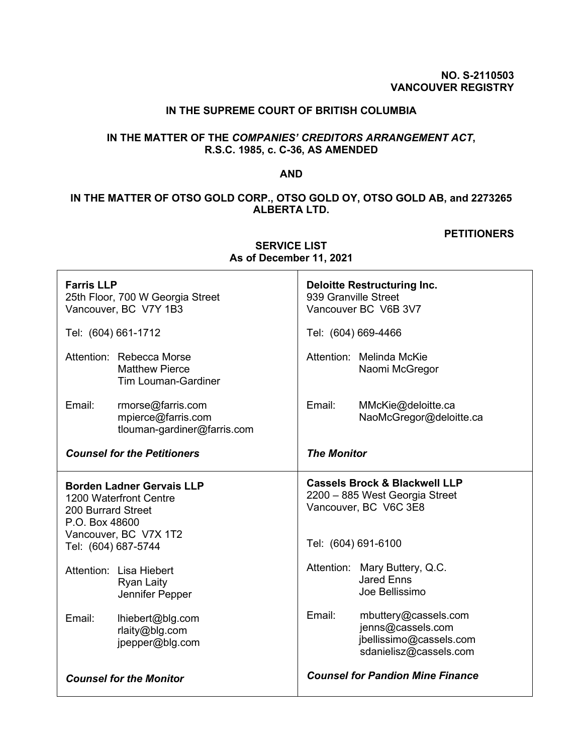**NO. S-2110503**
**VANCOUVER REGISTRY**

**IN THE SUPREME COURT OF BRITISH COLUMBIA**

**IN THE MATTER OF THE *COMPANIES' CREDITORS ARRANGEMENT ACT*, R.S.C. 1985, c. C-36, AS AMENDED**

**AND**

**IN THE MATTER OF OTSO GOLD CORP., OTSO GOLD OY, OTSO GOLD AB, and 2273265 ALBERTA LTD.**

**PETITIONERS**

**SERVICE LIST**
**As of December 11, 2021**

| | |
|---|---|
| **Farris LLP**<br>25th Floor, 700 W Georgia Street<br>Vancouver, BC V7Y 1B3<br><br>Tel: (604) 661-1712<br><br>Attention: Rebecca Morse<br>Matthew Pierce<br>Tim Louman-Gardiner<br><br>Email: rmorse@farris.com<br>mpierce@farris.com<br>tlouman-gardiner@farris.com<br><br>***Counsel for the Petitioners*** | **Deloitte Restructuring Inc.**<br>939 Granville Street<br>Vancouver BC V6B 3V7<br><br>Tel: (604) 669-4466<br><br>Attention: Melinda McKie<br>Naomi McGregor<br><br>Email: MMcKie@deloitte.ca<br>NaoMcGregor@deloitte.ca<br><br>***The Monitor*** |
| **Borden Ladner Gervais LLP**<br>1200 Waterfront Centre<br>200 Burrard Street<br>P.O. Box 48600<br>Vancouver, BC V7X 1T2<br>Tel: (604) 687-5744<br><br>Attention: Lisa Hiebert<br>Ryan Laity<br>Jennifer Pepper<br><br>Email: lhiebert@blg.com<br>rlaity@blg.com<br>jpepper@blg.com<br><br>***Counsel for the Monitor*** | **Cassels Brock & Blackwell LLP**<br>2200 – 885 West Georgia Street<br>Vancouver, BC V6C 3E8<br><br>Tel: (604) 691-6100<br><br>Attention: Mary Buttery, Q.C.<br>Jared Enns<br>Joe Bellissimo<br><br>Email: mbuttery@cassels.com<br>jenns@cassels.com<br>jbellissimo@cassels.com<br>sdanielisz@cassels.com<br><br>***Counsel for Pandion Mine Finance*** |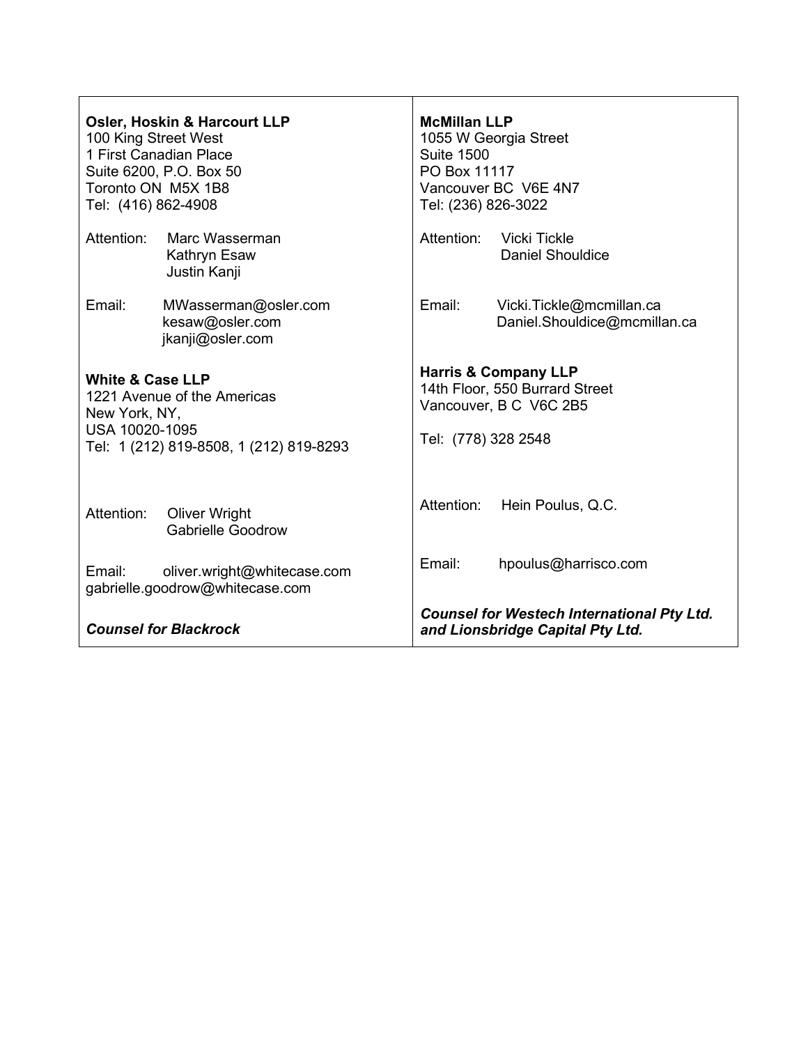| | |
|---|---|
| **Osler, Hoskin & Harcourt LLP**<br>100 King Street West<br>1 First Canadian Place<br>Suite 6200, P.O. Box 50<br>Toronto ON M5X 1B8<br>Tel: (416) 862-4908<br><br>Attention: Marc Wasserman<br>Kathryn Esaw<br>Justin Kanji<br><br>Email: MWasserman@osler.com<br>kesaw@osler.com<br>jkanji@osler.com | **McMillan LLP**<br>1055 W Georgia Street<br>Suite 1500<br>PO Box 11117<br>Vancouver BC V6E 4N7<br>Tel: (236) 826-3022<br><br>Attention: Vicki Tickle<br>Daniel Shouldice<br><br>Email: Vicki.Tickle@mcmillan.ca<br>Daniel.Shouldice@mcmillan.ca |
| **White & Case LLP**<br>1221 Avenue of the Americas<br>New York, NY,<br>USA 10020-1095<br>Tel: 1 (212) 819-8508, 1 (212) 819-8293<br><br>Attention: Oliver Wright<br>Gabrielle Goodrow<br><br>Email: oliver.wright@whitecase.com<br>gabrielle.goodrow@whitecase.com<br><br>***Counsel for Blackrock*** | **Harris & Company LLP**<br>14th Floor, 550 Burrard Street<br>Vancouver, B C V6C 2B5<br><br>Tel: (778) 328 2548<br><br>Attention: Hein Poulus, Q.C.<br><br>Email: hpoulus@harrisco.com<br><br>***Counsel for Westech International Pty Ltd. and Lionsbridge Capital Pty Ltd.*** |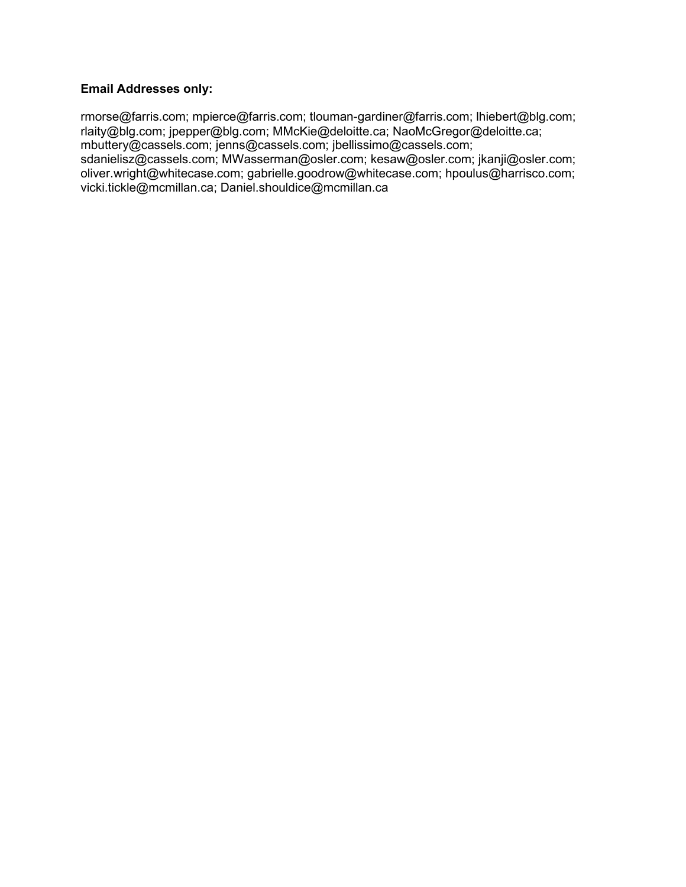**Email Addresses only:**

rmorse@farris.com; mpierce@farris.com; tlouman-gardiner@farris.com; lhiebert@blg.com; rlaity@blg.com; jpepper@blg.com; MMcKie@deloitte.ca; NaoMcGregor@deloitte.ca; mbuttery@cassels.com; jenns@cassels.com; jbellissimo@cassels.com; sdanielisz@cassels.com; MWasserman@osler.com; kesaw@osler.com; jkanji@osler.com; oliver.wright@whitecase.com; gabrielle.goodrow@whitecase.com; hpoulus@harrisco.com; vicki.tickle@mcmillan.ca; Daniel.shouldice@mcmillan.ca